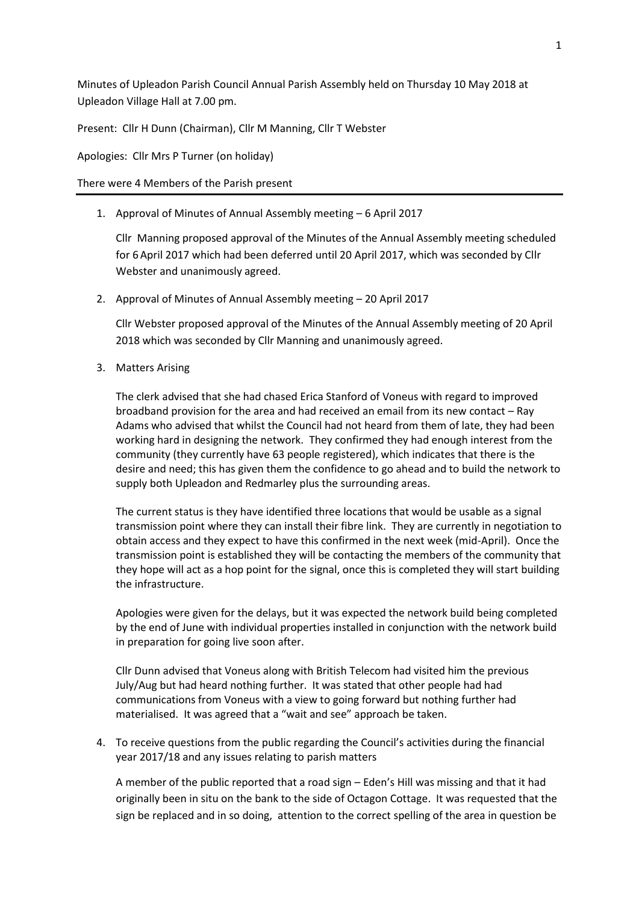Minutes of Upleadon Parish Council Annual Parish Assembly held on Thursday 10 May 2018 at Upleadon Village Hall at 7.00 pm.

Present: Cllr H Dunn (Chairman), Cllr M Manning, Cllr T Webster

Apologies: Cllr Mrs P Turner (on holiday)

There were 4 Members of the Parish present

---

1. Approval of Minutes of Annual Assembly meeting – 6 April 2017

   Cllr Manning proposed approval of the Minutes of the Annual Assembly meeting scheduled for 6 April 2017 which had been deferred until 20 April 2017, which was seconded by Cllr Webster and unanimously agreed.

2. Approval of Minutes of Annual Assembly meeting – 20 April 2017

   Cllr Webster proposed approval of the Minutes of the Annual Assembly meeting of 20 April 2018 which was seconded by Cllr Manning and unanimously agreed.

3. Matters Arising

   The clerk advised that she had chased Erica Stanford of Voneus with regard to improved broadband provision for the area and had received an email from its new contact – Ray Adams who advised that whilst the Council had not heard from them of late, they had been working hard in designing the network. They confirmed they had enough interest from the community (they currently have 63 people registered), which indicates that there is the desire and need; this has given them the confidence to go ahead and to build the network to supply both Upleadon and Redmarley plus the surrounding areas.

   The current status is they have identified three locations that would be usable as a signal transmission point where they can install their fibre link. They are currently in negotiation to obtain access and they expect to have this confirmed in the next week (mid-April). Once the transmission point is established they will be contacting the members of the community that they hope will act as a hop point for the signal, once this is completed they will start building the infrastructure.

   Apologies were given for the delays, but it was expected the network build being completed by the end of June with individual properties installed in conjunction with the network build in preparation for going live soon after.

   Cllr Dunn advised that Voneus along with British Telecom had visited him the previous July/Aug but had heard nothing further. It was stated that other people had had communications from Voneus with a view to going forward but nothing further had materialised. It was agreed that a "wait and see" approach be taken.

4. To receive questions from the public regarding the Council's activities during the financial year 2017/18 and any issues relating to parish matters

   A member of the public reported that a road sign – Eden's Hill was missing and that it had originally been in situ on the bank to the side of Octagon Cottage. It was requested that the sign be replaced and in so doing, attention to the correct spelling of the area in question be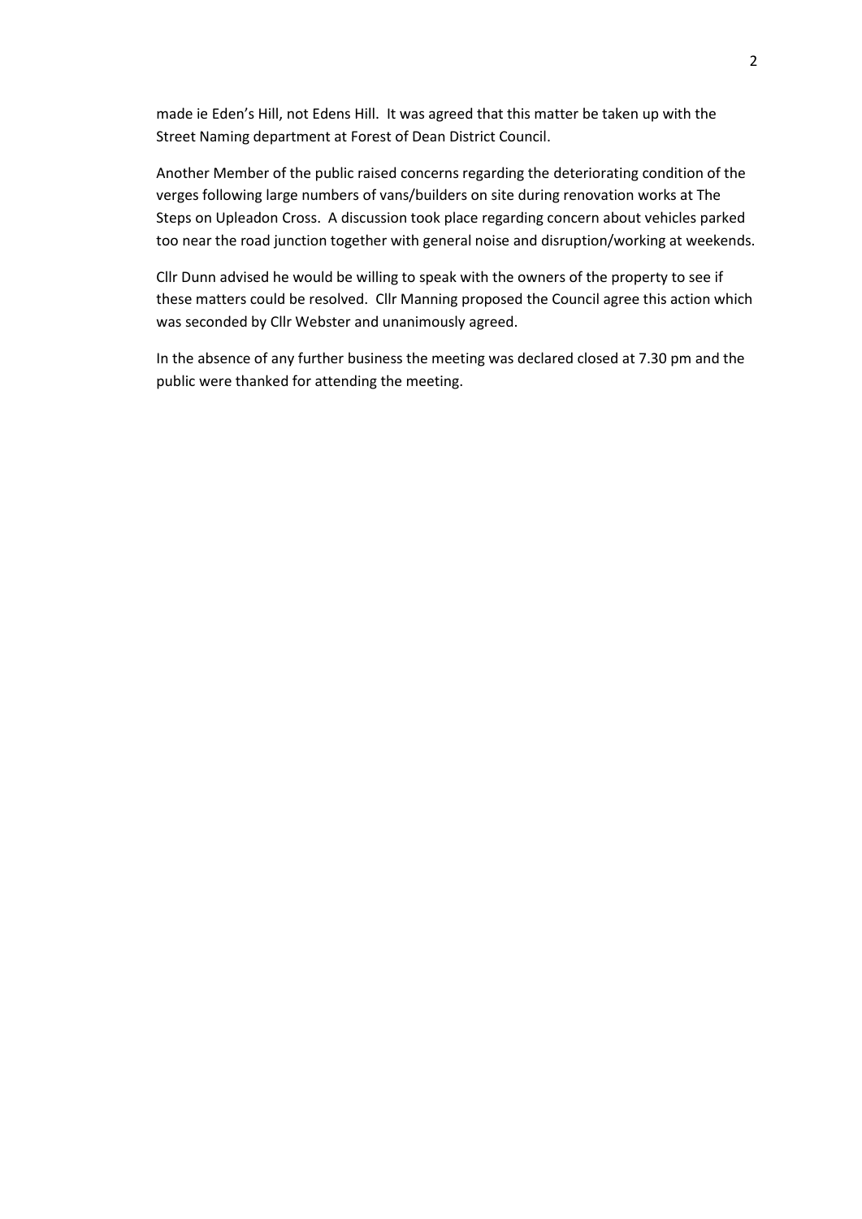made ie Eden's Hill, not Edens Hill. It was agreed that this matter be taken up with the Street Naming department at Forest of Dean District Council.

Another Member of the public raised concerns regarding the deteriorating condition of the verges following large numbers of vans/builders on site during renovation works at The Steps on Upleadon Cross. A discussion took place regarding concern about vehicles parked too near the road junction together with general noise and disruption/working at weekends.

Cllr Dunn advised he would be willing to speak with the owners of the property to see if these matters could be resolved. Cllr Manning proposed the Council agree this action which was seconded by Cllr Webster and unanimously agreed.

In the absence of any further business the meeting was declared closed at 7.30 pm and the public were thanked for attending the meeting.